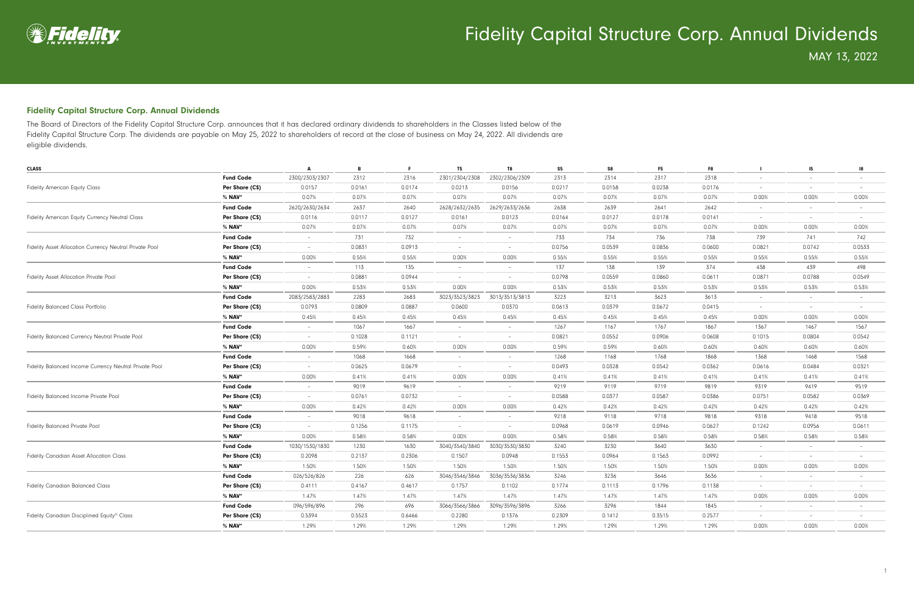# Fidelity Capital Structure Corp. Annual Dividends

MAY 13, 2022

### Fidelity Capital Structure Corp. Annual Dividends

The Board of Directors of the Fidelity Capital Structure Corp. announces that it has declared ordinary dividends to shareholders in the Classes listed below of the Fidelity Capital Structure Corp. The dividends are payable on May 25, 2022 to shareholders of record at the close of business on May 24, 2022. All dividends are eligible dividends.

| CLASS | | A | B | F | T5 | T8 | S5 | S8 | F5 | F8 | I | I5 | I8 |
|---|---|---|---|---|---|---|---|---|---|---|---|---|---|
| Fidelity American Equity Class | **Fund Code** | 2300/2303/2307 | 2312 | 2316 | 2301/2304/2308 | 2302/2306/2309 | 2313 | 2314 | 2317 | 2318 | - | - | - |
| | **Per Share (C$)** | 0.0157 | 0.0161 | 0.0174 | 0.0213 | 0.0156 | 0.0217 | 0.0158 | 0.0238 | 0.0176 | - | - | - |
| | **% NAV*** | 0.07% | 0.07% | 0.07% | 0.07% | 0.07% | 0.07% | 0.07% | 0.07% | 0.07% | 0.00% | 0.00% | 0.00% |
| Fidelity American Equity Currency Neutral Class | **Fund Code** | 2620/2630/2634 | 2637 | 2640 | 2628/2632/2635 | 2629/2633/2636 | 2638 | 2639 | 2641 | 2642 | - | - | - |
| | **Per Share (C$)** | 0.0116 | 0.0117 | 0.0127 | 0.0161 | 0.0123 | 0.0164 | 0.0127 | 0.0178 | 0.0141 | - | - | - |
| | **% NAV*** | 0.07% | 0.07% | 0.07% | 0.07% | 0.07% | 0.07% | 0.07% | 0.07% | 0.07% | 0.00% | 0.00% | 0.00% |
| Fidelity Asset Allocation Currency Neutral Private Pool | **Fund Code** | - | 731 | 732 | - | - | 733 | 734 | 736 | 738 | 739 | 741 | 742 |
| | **Per Share (C$)** | - | 0.0831 | 0.0913 | - | - | 0.0756 | 0.0539 | 0.0836 | 0.0600 | 0.0821 | 0.0742 | 0.0533 |
| | **% NAV*** | 0.00% | 0.55% | 0.55% | 0.00% | 0.00% | 0.55% | 0.55% | 0.55% | 0.55% | 0.55% | 0.55% | 0.55% |
| Fidelity Asset Allocation Private Pool | **Fund Code** | - | 113 | 135 | - | - | 137 | 138 | 139 | 374 | 438 | 439 | 498 |
| | **Per Share (C$)** | - | 0.0881 | 0.0944 | - | - | 0.0798 | 0.0559 | 0.0860 | 0.0611 | 0.0871 | 0.0788 | 0.0549 |
| | **% NAV*** | 0.00% | 0.53% | 0.53% | 0.00% | 0.00% | 0.53% | 0.53% | 0.53% | 0.53% | 0.53% | 0.53% | 0.53% |
| Fidelity Balanced Class Portfolio | **Fund Code** | 2083/2583/2883 | 2283 | 2683 | 3023/3523/3823 | 3013/3513/3813 | 3223 | 3213 | 3623 | 3613 | - | - | - |
| | **Per Share (C$)** | 0.0793 | 0.0809 | 0.0887 | 0.0600 | 0.0370 | 0.0613 | 0.0379 | 0.0672 | 0.0415 | - | - | - |
| | **% NAV*** | 0.45% | 0.45% | 0.45% | 0.45% | 0.45% | 0.45% | 0.45% | 0.45% | 0.45% | 0.00% | 0.00% | 0.00% |
| Fidelity Balanced Currency Neutral Private Pool | **Fund Code** | - | 1067 | 1667 | - | - | 1267 | 1167 | 1767 | 1867 | 1367 | 1467 | 1567 |
| | **Per Share (C$)** | - | 0.1028 | 0.1121 | - | - | 0.0821 | 0.0552 | 0.0906 | 0.0608 | 0.1015 | 0.0804 | 0.0542 |
| | **% NAV*** | 0.00% | 0.59% | 0.60% | 0.00% | 0.00% | 0.59% | 0.59% | 0.60% | 0.60% | 0.60% | 0.60% | 0.60% |
| Fidelity Balanced Income Currency Neutral Private Pool | **Fund Code** | - | 1068 | 1668 | - | - | 1268 | 1168 | 1768 | 1868 | 1368 | 1468 | 1568 |
| | **Per Share (C$)** | - | 0.0625 | 0.0679 | - | - | 0.0493 | 0.0328 | 0.0542 | 0.0362 | 0.0616 | 0.0484 | 0.0321 |
| | **% NAV*** | 0.00% | 0.41% | 0.41% | 0.00% | 0.00% | 0.41% | 0.41% | 0.41% | 0.41% | 0.41% | 0.41% | 0.41% |
| Fidelity Balanced Income Private Pool | **Fund Code** | - | 9019 | 9619 | - | - | 9219 | 9119 | 9719 | 9819 | 9319 | 9419 | 9519 |
| | **Per Share (C$)** | - | 0.0761 | 0.0732 | - | - | 0.0588 | 0.0377 | 0.0587 | 0.0386 | 0.0751 | 0.0582 | 0.0369 |
| | **% NAV*** | 0.00% | 0.42% | 0.42% | 0.00% | 0.00% | 0.42% | 0.42% | 0.42% | 0.42% | 0.42% | 0.42% | 0.42% |
| Fidelity Balanced Private Pool | **Fund Code** | - | 9018 | 9618 | - | - | 9218 | 9118 | 9718 | 9818 | 9318 | 9418 | 9518 |
| | **Per Share (C$)** | - | 0.1256 | 0.1175 | - | - | 0.0968 | 0.0619 | 0.0946 | 0.0627 | 0.1242 | 0.0956 | 0.0611 |
| | **% NAV*** | 0.00% | 0.58% | 0.58% | 0.00% | 0.00% | 0.58% | 0.58% | 0.58% | 0.58% | 0.58% | 0.58% | 0.58% |
| Fidelity Canadian Asset Allocation Class | **Fund Code** | 1030/1530/1830 | 1230 | 1630 | 3040/3540/3840 | 3030/3530/3830 | 3240 | 3230 | 3640 | 3630 | - | - | - |
| | **Per Share (C$)** | 0.2098 | 0.2137 | 0.2306 | 0.1507 | 0.0948 | 0.1553 | 0.0964 | 0.1563 | 0.0992 | - | - | - |
| | **% NAV*** | 1.50% | 1.50% | 1.50% | 1.50% | 1.50% | 1.50% | 1.50% | 1.50% | 1.50% | 0.00% | 0.00% | 0.00% |
| Fidelity Canadian Balanced Class | **Fund Code** | 026/526/826 | 226 | 626 | 3046/3546/3846 | 3036/3536/3836 | 3246 | 3236 | 3646 | 3636 | - | - | - |
| | **Per Share (C$)** | 0.4111 | 0.4167 | 0.4617 | 0.1757 | 0.1102 | 0.1774 | 0.1113 | 0.1796 | 0.1138 | - | - | - |
| | **% NAV*** | 1.47% | 1.47% | 1.47% | 1.47% | 1.47% | 1.47% | 1.47% | 1.47% | 1.47% | 0.00% | 0.00% | 0.00% |
| Fidelity Canadian Disciplined Equity® Class | **Fund Code** | 096/596/896 | 296 | 696 | 3066/3566/3866 | 3096/3596/3896 | 3266 | 3296 | 1844 | 1845 | - | - | - |
| | **Per Share (C$)** | 0.5394 | 0.5523 | 0.6466 | 0.2280 | 0.1376 | 0.2309 | 0.1412 | 0.3515 | 0.2577 | - | - | - |
| | **% NAV*** | 1.29% | 1.29% | 1.29% | 1.29% | 1.29% | 1.29% | 1.29% | 1.29% | 1.29% | 0.00% | 0.00% | 0.00% |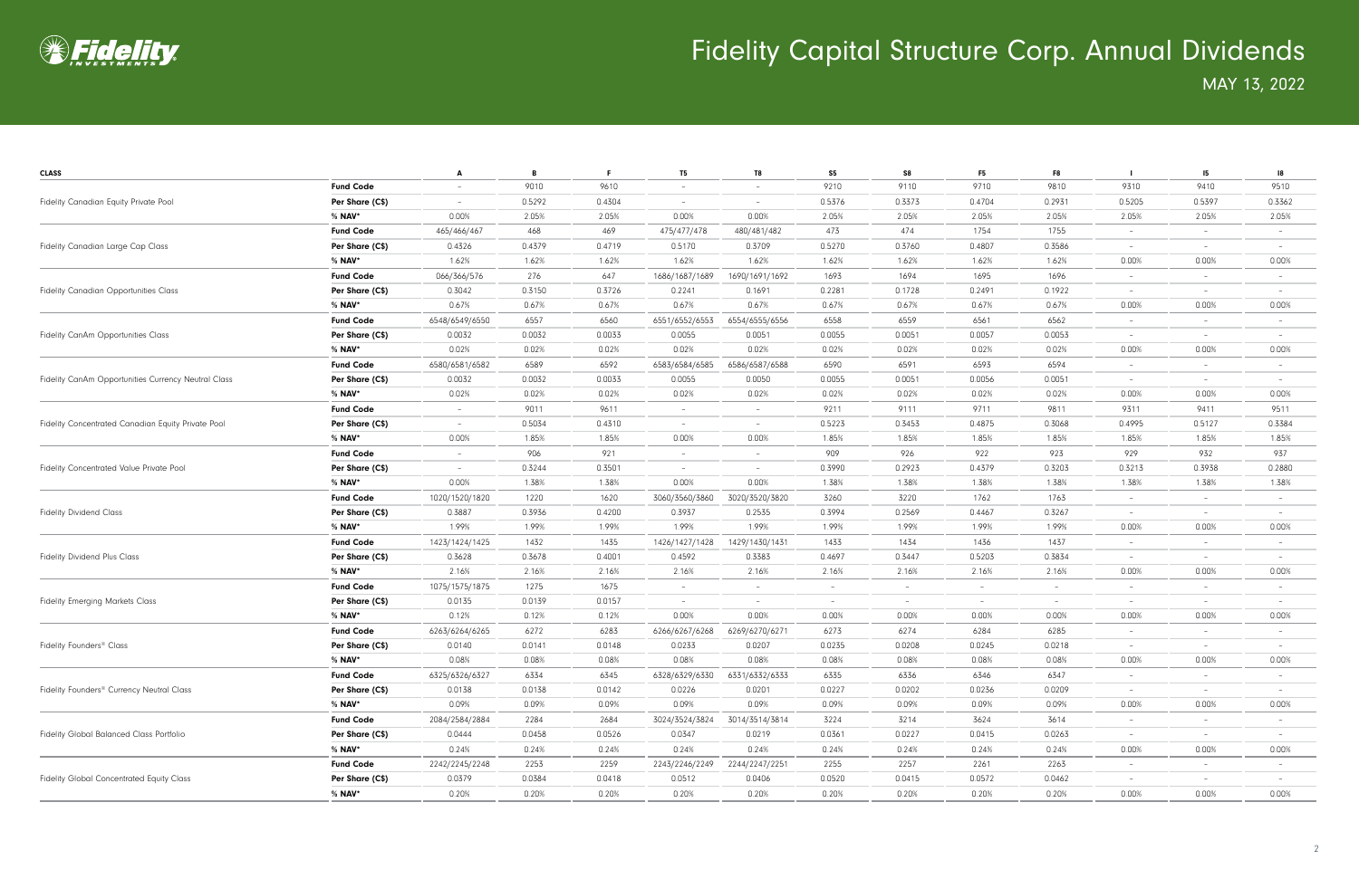# Fidelity Capital Structure Corp. Annual Dividends

MAY 13, 2022

| CLASS | | A | B | F | T5 | T8 | S5 | S8 | F5 | F8 | I | I5 | I8 |
|---|---|---|---|---|---|---|---|---|---|---|---|---|---|
| Fidelity Canadian Equity Private Pool | **Fund Code** | - | 9010 | 9610 | - | - | 9210 | 9110 | 9710 | 9810 | 9310 | 9410 | 9510 |
| | **Per Share (C$)** | - | 0.5292 | 0.4304 | - | - | 0.5376 | 0.3373 | 0.4704 | 0.2931 | 0.5205 | 0.5397 | 0.3362 |
| | **% NAV*** | 0.00% | 2.05% | 2.05% | 0.00% | 0.00% | 2.05% | 2.05% | 2.05% | 2.05% | 2.05% | 2.05% | 2.05% |
| Fidelity Canadian Large Cap Class | **Fund Code** | 465/466/467 | 468 | 469 | 475/477/478 | 480/481/482 | 473 | 474 | 1754 | 1755 | - | - | - |
| | **Per Share (C$)** | 0.4326 | 0.4379 | 0.4719 | 0.5170 | 0.3709 | 0.5270 | 0.3760 | 0.4807 | 0.3586 | - | - | - |
| | **% NAV*** | 1.62% | 1.62% | 1.62% | 1.62% | 1.62% | 1.62% | 1.62% | 1.62% | 1.62% | 0.00% | 0.00% | 0.00% |
| Fidelity Canadian Opportunities Class | **Fund Code** | 066/366/576 | 276 | 647 | 1686/1687/1689 | 1690/1691/1692 | 1693 | 1694 | 1695 | 1696 | - | - | - |
| | **Per Share (C$)** | 0.3042 | 0.3150 | 0.3726 | 0.2241 | 0.1691 | 0.2281 | 0.1728 | 0.2491 | 0.1922 | - | - | - |
| | **% NAV*** | 0.67% | 0.67% | 0.67% | 0.67% | 0.67% | 0.67% | 0.67% | 0.67% | 0.67% | 0.00% | 0.00% | 0.00% |
| Fidelity CanAm Opportunities Class | **Fund Code** | 6548/6549/6550 | 6557 | 6560 | 6551/6552/6553 | 6554/6555/6556 | 6558 | 6559 | 6561 | 6562 | - | - | - |
| | **Per Share (C$)** | 0.0032 | 0.0032 | 0.0033 | 0.0055 | 0.0051 | 0.0055 | 0.0051 | 0.0057 | 0.0053 | - | - | - |
| | **% NAV*** | 0.02% | 0.02% | 0.02% | 0.02% | 0.02% | 0.02% | 0.02% | 0.02% | 0.02% | 0.00% | 0.00% | 0.00% |
| Fidelity CanAm Opportunities Currency Neutral Class | **Fund Code** | 6580/6581/6582 | 6589 | 6592 | 6583/6584/6585 | 6586/6587/6588 | 6590 | 6591 | 6593 | 6594 | - | - | - |
| | **Per Share (C$)** | 0.0032 | 0.0032 | 0.0033 | 0.0055 | 0.0050 | 0.0055 | 0.0051 | 0.0056 | 0.0051 | - | - | - |
| | **% NAV*** | 0.02% | 0.02% | 0.02% | 0.02% | 0.02% | 0.02% | 0.02% | 0.02% | 0.02% | 0.00% | 0.00% | 0.00% |
| Fidelity Concentrated Canadian Equity Private Pool | **Fund Code** | - | 9011 | 9611 | - | - | 9211 | 9111 | 9711 | 9811 | 9311 | 9411 | 9511 |
| | **Per Share (C$)** | - | 0.5034 | 0.4310 | - | - | 0.5223 | 0.3453 | 0.4875 | 0.3068 | 0.4995 | 0.5127 | 0.3384 |
| | **% NAV*** | 0.00% | 1.85% | 1.85% | 0.00% | 0.00% | 1.85% | 1.85% | 1.85% | 1.85% | 1.85% | 1.85% | 1.85% |
| Fidelity Concentrated Value Private Pool | **Fund Code** | - | 906 | 921 | - | - | 909 | 926 | 922 | 923 | 929 | 932 | 937 |
| | **Per Share (C$)** | - | 0.3244 | 0.3501 | - | - | 0.3990 | 0.2923 | 0.4379 | 0.3203 | 0.3213 | 0.3938 | 0.2880 |
| | **% NAV*** | 0.00% | 1.38% | 1.38% | 0.00% | 0.00% | 1.38% | 1.38% | 1.38% | 1.38% | 1.38% | 1.38% | 1.38% |
| Fidelity Dividend Class | **Fund Code** | 1020/1520/1820 | 1220 | 1620 | 3060/3560/3860 | 3020/3520/3820 | 3260 | 3220 | 1762 | 1763 | - | - | - |
| | **Per Share (C$)** | 0.3887 | 0.3936 | 0.4200 | 0.3937 | 0.2535 | 0.3994 | 0.2569 | 0.4467 | 0.3267 | - | - | - |
| | **% NAV*** | 1.99% | 1.99% | 1.99% | 1.99% | 1.99% | 1.99% | 1.99% | 1.99% | 1.99% | 0.00% | 0.00% | 0.00% |
| Fidelity Dividend Plus Class | **Fund Code** | 1423/1424/1425 | 1432 | 1435 | 1426/1427/1428 | 1429/1430/1431 | 1433 | 1434 | 1436 | 1437 | - | - | - |
| | **Per Share (C$)** | 0.3628 | 0.3678 | 0.4001 | 0.4592 | 0.3383 | 0.4697 | 0.3447 | 0.5203 | 0.3834 | - | - | - |
| | **% NAV*** | 2.16% | 2.16% | 2.16% | 2.16% | 2.16% | 2.16% | 2.16% | 2.16% | 2.16% | 0.00% | 0.00% | 0.00% |
| Fidelity Emerging Markets Class | **Fund Code** | 1075/1575/1875 | 1275 | 1675 | - | - | - | - | - | - | - | - | - |
| | **Per Share (C$)** | 0.0135 | 0.0139 | 0.0157 | - | - | - | - | - | - | - | - | - |
| | **% NAV*** | 0.12% | 0.12% | 0.12% | 0.00% | 0.00% | 0.00% | 0.00% | 0.00% | 0.00% | 0.00% | 0.00% | 0.00% |
| Fidelity Founders® Class | **Fund Code** | 6263/6264/6265 | 6272 | 6283 | 6266/6267/6268 | 6269/6270/6271 | 6273 | 6274 | 6284 | 6285 | - | - | - |
| | **Per Share (C$)** | 0.0140 | 0.0141 | 0.0148 | 0.0233 | 0.0207 | 0.0235 | 0.0208 | 0.0245 | 0.0218 | - | - | - |
| | **% NAV*** | 0.08% | 0.08% | 0.08% | 0.08% | 0.08% | 0.08% | 0.08% | 0.08% | 0.08% | 0.00% | 0.00% | 0.00% |
| Fidelity Founders® Currency Neutral Class | **Fund Code** | 6325/6326/6327 | 6334 | 6345 | 6328/6329/6330 | 6331/6332/6333 | 6335 | 6336 | 6346 | 6347 | - | - | - |
| | **Per Share (C$)** | 0.0138 | 0.0138 | 0.0142 | 0.0226 | 0.0201 | 0.0227 | 0.0202 | 0.0236 | 0.0209 | - | - | - |
| | **% NAV*** | 0.09% | 0.09% | 0.09% | 0.09% | 0.09% | 0.09% | 0.09% | 0.09% | 0.09% | 0.00% | 0.00% | 0.00% |
| Fidelity Global Balanced Class Portfolio | **Fund Code** | 2084/2584/2884 | 2284 | 2684 | 3024/3524/3824 | 3014/3514/3814 | 3224 | 3214 | 3624 | 3614 | - | - | - |
| | **Per Share (C$)** | 0.0444 | 0.0458 | 0.0526 | 0.0347 | 0.0219 | 0.0361 | 0.0227 | 0.0415 | 0.0263 | - | - | - |
| | **% NAV*** | 0.24% | 0.24% | 0.24% | 0.24% | 0.24% | 0.24% | 0.24% | 0.24% | 0.24% | 0.00% | 0.00% | 0.00% |
| Fidelity Global Concentrated Equity Class | **Fund Code** | 2242/2245/2248 | 2253 | 2259 | 2243/2246/2249 | 2244/2247/2251 | 2255 | 2257 | 2261 | 2263 | - | - | - |
| | **Per Share (C$)** | 0.0379 | 0.0384 | 0.0418 | 0.0512 | 0.0406 | 0.0520 | 0.0415 | 0.0572 | 0.0462 | - | - | - |
| | **% NAV*** | 0.20% | 0.20% | 0.20% | 0.20% | 0.20% | 0.20% | 0.20% | 0.20% | 0.20% | 0.00% | 0.00% | 0.00% |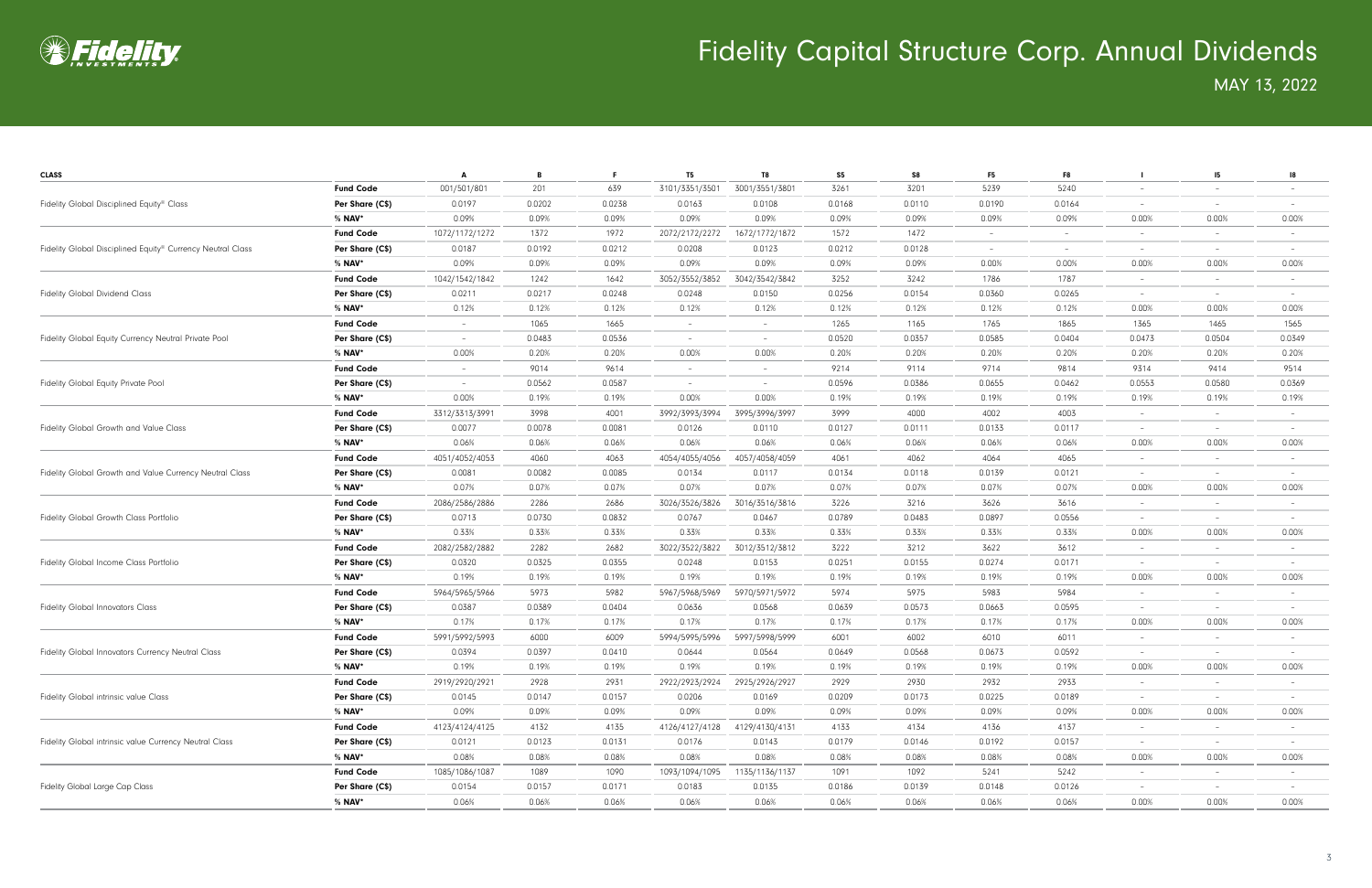# Fidelity Capital Structure Corp. Annual Dividends

MAY 13, 2022

| CLASS | | A | B | F | T5 | T8 | S5 | S8 | F5 | F8 | I | I5 | I8 |
|---|---|---|---|---|---|---|---|---|---|---|---|---|---|
| Fidelity Global Disciplined Equity® Class | **Fund Code** | 001/501/801 | 201 | 639 | 3101/3351/3501 | 3001/3551/3801 | 3261 | 3201 | 5239 | 5240 | – | – | – |
| | **Per Share (C$)** | 0.0197 | 0.0202 | 0.0238 | 0.0163 | 0.0108 | 0.0168 | 0.0110 | 0.0190 | 0.0164 | – | – | – |
| | **% NAV*** | 0.09% | 0.09% | 0.09% | 0.09% | 0.09% | 0.09% | 0.09% | 0.09% | 0.09% | 0.00% | 0.00% | 0.00% |
| Fidelity Global Disciplined Equity® Currency Neutral Class | **Fund Code** | 1072/1172/1272 | 1372 | 1972 | 2072/2172/2272 | 1672/1772/1872 | 1572 | 1472 | – | – | – | – | – |
| | **Per Share (C$)** | 0.0187 | 0.0192 | 0.0212 | 0.0208 | 0.0123 | 0.0212 | 0.0128 | – | – | – | – | – |
| | **% NAV*** | 0.09% | 0.09% | 0.09% | 0.09% | 0.09% | 0.09% | 0.09% | 0.00% | 0.00% | 0.00% | 0.00% | 0.00% |
| Fidelity Global Dividend Class | **Fund Code** | 1042/1542/1842 | 1242 | 1642 | 3052/3552/3852 | 3042/3542/3842 | 3252 | 3242 | 1786 | 1787 | – | – | – |
| | **Per Share (C$)** | 0.0211 | 0.0217 | 0.0248 | 0.0248 | 0.0150 | 0.0256 | 0.0154 | 0.0360 | 0.0265 | – | – | – |
| | **% NAV*** | 0.12% | 0.12% | 0.12% | 0.12% | 0.12% | 0.12% | 0.12% | 0.12% | 0.12% | 0.00% | 0.00% | 0.00% |
| Fidelity Global Equity Currency Neutral Private Pool | **Fund Code** | – | 1065 | 1665 | – | – | 1265 | 1165 | 1765 | 1865 | 1365 | 1465 | 1565 |
| | **Per Share (C$)** | – | 0.0483 | 0.0536 | – | – | 0.0520 | 0.0357 | 0.0585 | 0.0404 | 0.0473 | 0.0504 | 0.0349 |
| | **% NAV*** | 0.00% | 0.20% | 0.20% | 0.00% | 0.00% | 0.20% | 0.20% | 0.20% | 0.20% | 0.20% | 0.20% | 0.20% |
| Fidelity Global Equity Private Pool | **Fund Code** | – | 9014 | 9614 | – | – | 9214 | 9114 | 9714 | 9814 | 9314 | 9414 | 9514 |
| | **Per Share (C$)** | – | 0.0562 | 0.0587 | – | – | 0.0596 | 0.0386 | 0.0655 | 0.0462 | 0.0553 | 0.0580 | 0.0369 |
| | **% NAV*** | 0.00% | 0.19% | 0.19% | 0.00% | 0.00% | 0.19% | 0.19% | 0.19% | 0.19% | 0.19% | 0.19% | 0.19% |
| Fidelity Global Growth and Value Class | **Fund Code** | 3312/3313/3991 | 3998 | 4001 | 3992/3993/3994 | 3995/3996/3997 | 3999 | 4000 | 4002 | 4003 | – | – | – |
| | **Per Share (C$)** | 0.0077 | 0.0078 | 0.0081 | 0.0126 | 0.0110 | 0.0127 | 0.0111 | 0.0133 | 0.0117 | – | – | – |
| | **% NAV*** | 0.06% | 0.06% | 0.06% | 0.06% | 0.06% | 0.06% | 0.06% | 0.06% | 0.06% | 0.00% | 0.00% | 0.00% |
| Fidelity Global Growth and Value Currency Neutral Class | **Fund Code** | 4051/4052/4053 | 4060 | 4063 | 4054/4055/4056 | 4057/4058/4059 | 4061 | 4062 | 4064 | 4065 | – | – | – |
| | **Per Share (C$)** | 0.0081 | 0.0082 | 0.0085 | 0.0134 | 0.0117 | 0.0134 | 0.0118 | 0.0139 | 0.0121 | – | – | – |
| | **% NAV*** | 0.07% | 0.07% | 0.07% | 0.07% | 0.07% | 0.07% | 0.07% | 0.07% | 0.07% | 0.00% | 0.00% | 0.00% |
| Fidelity Global Growth Class Portfolio | **Fund Code** | 2086/2586/2886 | 2286 | 2686 | 3026/3526/3826 | 3016/3516/3816 | 3226 | 3216 | 3626 | 3616 | – | – | – |
| | **Per Share (C$)** | 0.0713 | 0.0730 | 0.0832 | 0.0767 | 0.0467 | 0.0789 | 0.0483 | 0.0897 | 0.0556 | – | – | – |
| | **% NAV*** | 0.33% | 0.33% | 0.33% | 0.33% | 0.33% | 0.33% | 0.33% | 0.33% | 0.33% | 0.00% | 0.00% | 0.00% |
| Fidelity Global Income Class Portfolio | **Fund Code** | 2082/2582/2882 | 2282 | 2682 | 3022/3522/3822 | 3012/3512/3812 | 3222 | 3212 | 3622 | 3612 | – | – | – |
| | **Per Share (C$)** | 0.0320 | 0.0325 | 0.0355 | 0.0248 | 0.0153 | 0.0251 | 0.0155 | 0.0274 | 0.0171 | – | – | – |
| | **% NAV*** | 0.19% | 0.19% | 0.19% | 0.19% | 0.19% | 0.19% | 0.19% | 0.19% | 0.19% | 0.00% | 0.00% | 0.00% |
| Fidelity Global Innovators Class | **Fund Code** | 5964/5965/5966 | 5973 | 5982 | 5967/5968/5969 | 5970/5971/5972 | 5974 | 5975 | 5983 | 5984 | – | – | – |
| | **Per Share (C$)** | 0.0387 | 0.0389 | 0.0404 | 0.0636 | 0.0568 | 0.0639 | 0.0573 | 0.0663 | 0.0595 | – | – | – |
| | **% NAV*** | 0.17% | 0.17% | 0.17% | 0.17% | 0.17% | 0.17% | 0.17% | 0.17% | 0.17% | 0.00% | 0.00% | 0.00% |
| Fidelity Global Innovators Currency Neutral Class | **Fund Code** | 5991/5992/5993 | 6000 | 6009 | 5994/5995/5996 | 5997/5998/5999 | 6001 | 6002 | 6010 | 6011 | – | – | – |
| | **Per Share (C$)** | 0.0394 | 0.0397 | 0.0410 | 0.0644 | 0.0564 | 0.0649 | 0.0568 | 0.0673 | 0.0592 | – | – | – |
| | **% NAV*** | 0.19% | 0.19% | 0.19% | 0.19% | 0.19% | 0.19% | 0.19% | 0.19% | 0.19% | 0.00% | 0.00% | 0.00% |
| Fidelity Global intrinsic value Class | **Fund Code** | 2919/2920/2921 | 2928 | 2931 | 2922/2923/2924 | 2925/2926/2927 | 2929 | 2930 | 2932 | 2933 | – | – | – |
| | **Per Share (C$)** | 0.0145 | 0.0147 | 0.0157 | 0.0206 | 0.0169 | 0.0209 | 0.0173 | 0.0225 | 0.0189 | – | – | – |
| | **% NAV*** | 0.09% | 0.09% | 0.09% | 0.09% | 0.09% | 0.09% | 0.09% | 0.09% | 0.09% | 0.00% | 0.00% | 0.00% |
| Fidelity Global intrinsic value Currency Neutral Class | **Fund Code** | 4123/4124/4125 | 4132 | 4135 | 4126/4127/4128 | 4129/4130/4131 | 4133 | 4134 | 4136 | 4137 | – | – | – |
| | **Per Share (C$)** | 0.0121 | 0.0123 | 0.0131 | 0.0176 | 0.0143 | 0.0179 | 0.0146 | 0.0192 | 0.0157 | – | – | – |
| | **% NAV*** | 0.08% | 0.08% | 0.08% | 0.08% | 0.08% | 0.08% | 0.08% | 0.08% | 0.08% | 0.00% | 0.00% | 0.00% |
| Fidelity Global Large Cap Class | **Fund Code** | 1085/1086/1087 | 1089 | 1090 | 1093/1094/1095 | 1135/1136/1137 | 1091 | 1092 | 5241 | 5242 | – | – | – |
| | **Per Share (C$)** | 0.0154 | 0.0157 | 0.0171 | 0.0183 | 0.0135 | 0.0186 | 0.0139 | 0.0148 | 0.0126 | – | – | – |
| | **% NAV*** | 0.06% | 0.06% | 0.06% | 0.06% | 0.06% | 0.06% | 0.06% | 0.06% | 0.06% | 0.00% | 0.00% | 0.00% |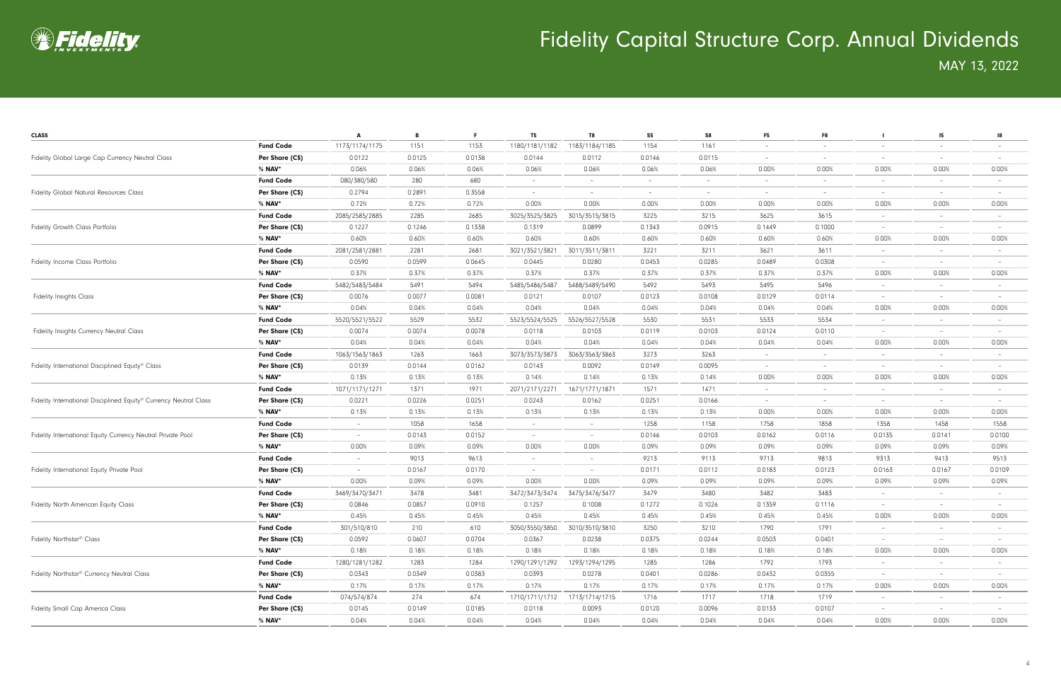# Fidelity Capital Structure Corp. Annual Dividends

MAY 13, 2022

| CLASS | | A | B | F | T5 | T8 | S5 | S8 | F5 | F8 | I | I5 | I8 |
|---|---|---|---|---|---|---|---|---|---|---|---|---|---|
| Fidelity Global Large Cap Currency Neutral Class | **Fund Code** | 1173/1174/1175 | 1151 | 1153 | 1180/1181/1182 | 1183/1184/1185 | 1154 | 1161 | – | – | – | – | – |
| | **Per Share (C$)** | 0.0122 | 0.0125 | 0.0138 | 0.0144 | 0.0112 | 0.0146 | 0.0115 | – | – | – | – | – |
| | **% NAV*** | 0.06% | 0.06% | 0.06% | 0.06% | 0.06% | 0.06% | 0.06% | 0.00% | 0.00% | 0.00% | 0.00% | 0.00% |
| Fidelity Global Natural Resources Class | **Fund Code** | 080/380/580 | 280 | 680 | – | – | – | – | – | – | – | – | – |
| | **Per Share (C$)** | 0.2794 | 0.2891 | 0.3558 | – | – | – | – | – | – | – | – | – |
| | **% NAV*** | 0.72% | 0.72% | 0.72% | 0.00% | 0.00% | 0.00% | 0.00% | 0.00% | 0.00% | 0.00% | 0.00% | 0.00% |
| Fidelity Growth Class Portfolio | **Fund Code** | 2085/2585/2885 | 2285 | 2685 | 3025/3525/3825 | 3015/3515/3815 | 3225 | 3215 | 3625 | 3615 | – | – | – |
| | **Per Share (C$)** | 0.1227 | 0.1246 | 0.1338 | 0.1319 | 0.0899 | 0.1343 | 0.0915 | 0.1449 | 0.1000 | – | – | – |
| | **% NAV*** | 0.60% | 0.60% | 0.60% | 0.60% | 0.60% | 0.60% | 0.60% | 0.60% | 0.60% | 0.00% | 0.00% | 0.00% |
| Fidelity Income Class Portfolio | **Fund Code** | 2081/2581/2881 | 2281 | 2681 | 3021/3521/3821 | 3011/3511/3811 | 3221 | 3211 | 3621 | 3611 | – | – | – |
| | **Per Share (C$)** | 0.0590 | 0.0599 | 0.0645 | 0.0445 | 0.0280 | 0.0453 | 0.0285 | 0.0489 | 0.0308 | – | – | – |
| | **% NAV*** | 0.37% | 0.37% | 0.37% | 0.37% | 0.37% | 0.37% | 0.37% | 0.37% | 0.37% | 0.00% | 0.00% | 0.00% |
| Fidelity Insights Class | **Fund Code** | 5482/5483/5484 | 5491 | 5494 | 5485/5486/5487 | 5488/5489/5490 | 5492 | 5493 | 5495 | 5496 | – | – | – |
| | **Per Share (C$)** | 0.0076 | 0.0077 | 0.0081 | 0.0121 | 0.0107 | 0.0123 | 0.0108 | 0.0129 | 0.0114 | – | – | – |
| | **% NAV*** | 0.04% | 0.04% | 0.04% | 0.04% | 0.04% | 0.04% | 0.04% | 0.04% | 0.04% | 0.00% | 0.00% | 0.00% |
| Fidelity Insights Currency Neutral Class | **Fund Code** | 5520/5521/5522 | 5529 | 5532 | 5523/5524/5525 | 5526/5527/5528 | 5530 | 5531 | 5533 | 5534 | – | – | – |
| | **Per Share (C$)** | 0.0074 | 0.0074 | 0.0078 | 0.0118 | 0.0103 | 0.0119 | 0.0103 | 0.0124 | 0.0110 | – | – | – |
| | **% NAV*** | 0.04% | 0.04% | 0.04% | 0.04% | 0.04% | 0.04% | 0.04% | 0.04% | 0.04% | 0.00% | 0.00% | 0.00% |
| Fidelity International Disciplined Equity® Class | **Fund Code** | 1063/1563/1863 | 1263 | 1663 | 3073/3573/3873 | 3063/3563/3863 | 3273 | 3263 | – | – | – | – | – |
| | **Per Share (C$)** | 0.0139 | 0.0144 | 0.0162 | 0.0143 | 0.0092 | 0.0149 | 0.0095 | – | – | – | – | – |
| | **% NAV*** | 0.13% | 0.13% | 0.13% | 0.14% | 0.14% | 0.13% | 0.14% | 0.00% | 0.00% | 0.00% | 0.00% | 0.00% |
| Fidelity International Disciplined Equity® Currency Neutral Class | **Fund Code** | 1071/1171/1271 | 1371 | 1971 | 2071/2171/2271 | 1671/1771/1871 | 1571 | 1471 | – | – | – | – | – |
| | **Per Share (C$)** | 0.0221 | 0.0226 | 0.0251 | 0.0243 | 0.0162 | 0.0251 | 0.0166 | – | – | – | – | – |
| | **% NAV*** | 0.13% | 0.13% | 0.13% | 0.13% | 0.13% | 0.13% | 0.13% | 0.00% | 0.00% | 0.00% | 0.00% | 0.00% |
| Fidelity International Equity Currency Neutral Private Pool | **Fund Code** | – | 1058 | 1658 | – | – | 1258 | 1158 | 1758 | 1858 | 1358 | 1458 | 1558 |
| | **Per Share (C$)** | – | 0.0143 | 0.0152 | – | – | 0.0146 | 0.0103 | 0.0162 | 0.0116 | 0.0135 | 0.0141 | 0.0100 |
| | **% NAV*** | 0.00% | 0.09% | 0.09% | 0.00% | 0.00% | 0.09% | 0.09% | 0.09% | 0.09% | 0.09% | 0.09% | 0.09% |
| Fidelity International Equity Private Pool | **Fund Code** | – | 9013 | 9613 | – | – | 9213 | 9113 | 9713 | 9813 | 9313 | 9413 | 9513 |
| | **Per Share (C$)** | – | 0.0167 | 0.0170 | – | – | 0.0171 | 0.0112 | 0.0183 | 0.0123 | 0.0163 | 0.0167 | 0.0109 |
| | **% NAV*** | 0.00% | 0.09% | 0.09% | 0.00% | 0.00% | 0.09% | 0.09% | 0.09% | 0.09% | 0.09% | 0.09% | 0.09% |
| Fidelity North American Equity Class | **Fund Code** | 3469/3470/3471 | 3478 | 3481 | 3472/3473/3474 | 3475/3476/3477 | 3479 | 3480 | 3482 | 3483 | – | – | – |
| | **Per Share (C$)** | 0.0846 | 0.0857 | 0.0910 | 0.1257 | 0.1008 | 0.1272 | 0.1026 | 0.1359 | 0.1116 | – | – | – |
| | **% NAV*** | 0.45% | 0.45% | 0.45% | 0.45% | 0.45% | 0.45% | 0.45% | 0.45% | 0.45% | 0.00% | 0.00% | 0.00% |
| Fidelity Northstar® Class | **Fund Code** | 301/510/810 | 210 | 610 | 3050/3550/3850 | 3010/3510/3810 | 3250 | 3210 | 1790 | 1791 | – | – | – |
| | **Per Share (C$)** | 0.0592 | 0.0607 | 0.0704 | 0.0367 | 0.0238 | 0.0375 | 0.0244 | 0.0503 | 0.0401 | – | – | – |
| | **% NAV*** | 0.18% | 0.18% | 0.18% | 0.18% | 0.18% | 0.18% | 0.18% | 0.18% | 0.18% | 0.00% | 0.00% | 0.00% |
| Fidelity Northstar® Currency Neutral Class | **Fund Code** | 1280/1281/1282 | 1283 | 1284 | 1290/1291/1292 | 1293/1294/1295 | 1285 | 1286 | 1792 | 1793 | – | – | – |
| | **Per Share (C$)** | 0.0343 | 0.0349 | 0.0383 | 0.0393 | 0.0278 | 0.0401 | 0.0286 | 0.0432 | 0.0355 | – | – | – |
| | **% NAV*** | 0.17% | 0.17% | 0.17% | 0.17% | 0.17% | 0.17% | 0.17% | 0.17% | 0.17% | 0.00% | 0.00% | 0.00% |
| Fidelity Small Cap America Class | **Fund Code** | 074/574/874 | 274 | 674 | 1710/1711/1712 | 1713/1714/1715 | 1716 | 1717 | 1718 | 1719 | – | – | – |
| | **Per Share (C$)** | 0.0145 | 0.0149 | 0.0185 | 0.0118 | 0.0093 | 0.0120 | 0.0096 | 0.0133 | 0.0107 | – | – | – |
| | **% NAV*** | 0.04% | 0.04% | 0.04% | 0.04% | 0.04% | 0.04% | 0.04% | 0.04% | 0.04% | 0.00% | 0.00% | 0.00% |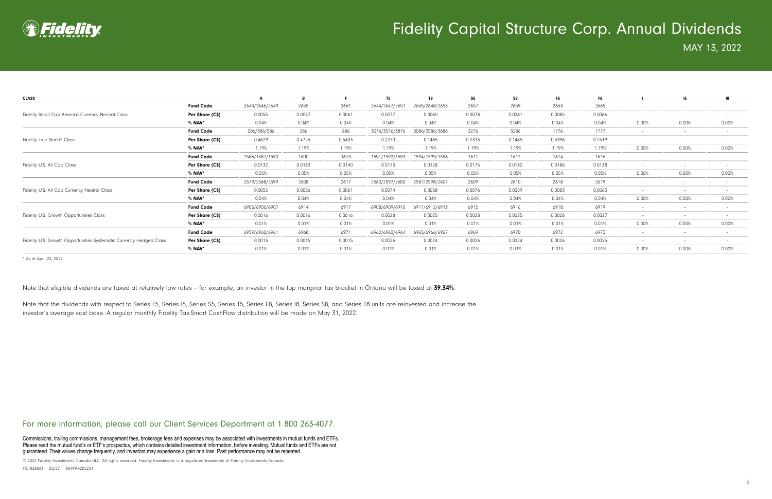# Fidelity Capital Structure Corp. Annual Dividends

MAY 13, 2022

| CLASS | | A | B | F | T5 | T8 | S5 | S8 | F5 | F8 | I | I5 | I8 |
|---|---|---|---|---|---|---|---|---|---|---|---|---|---|
| Fidelity Small Cap America Currency Neutral Class | **Fund Code** | 2643/2646/2649 | 2655 | 2661 | 2644/2647/2651 | 2645/2648/2653 | 2657 | 2659 | 2663 | 2665 | – | – | – |
| | **Per Share (C$)** | 0.0055 | 0.0057 | 0.0061 | 0.0077 | 0.0060 | 0.0078 | 0.0061 | 0.0085 | 0.0066 | – | – | – |
| | **% NAV*** | 0.04% | 0.04% | 0.04% | 0.04% | 0.04% | 0.04% | 0.04% | 0.04% | 0.04% | 0.00% | 0.00% | 0.00% |
| Fidelity True North® Class | **Fund Code** | 086/386/586 | 286 | 686 | 3076/3576/3876 | 3086/3586/3886 | 3276 | 3286 | 1776 | 1777 | – | – | – |
| | **Per Share (C$)** | 0.4629 | 0.4726 | 0.5403 | 0.2270 | 0.1465 | 0.2313 | 0.1485 | 0.3396 | 0.2519 | – | – | – |
| | **% NAV*** | 1.19% | 1.19% | 1.19% | 1.19% | 1.19% | 1.19% | 1.19% | 1.19% | 1.19% | 0.00% | 0.00% | 0.00% |
| Fidelity U.S. All Cap Class | **Fund Code** | 1586/1587/1590 | 1600 | 1613 | 1591/1592/1593 | 1594/1595/1596 | 1611 | 1612 | 1614 | 1616 | – | – | – |
| | **Per Share (C$)** | 0.0132 | 0.0133 | 0.0140 | 0.0173 | 0.0128 | 0.0175 | 0.0130 | 0.0186 | 0.0138 | – | – | – |
| | **% NAV*** | 0.05% | 0.05% | 0.05% | 0.05% | 0.05% | 0.05% | 0.05% | 0.05% | 0.05% | 0.00% | 0.00% | 0.00% |
| Fidelity U.S. All Cap Currency Neutral Class | **Fund Code** | 2579/2588/2599 | 2608 | 2617 | 2580/2597/2600 | 2587/2598/2607 | 2609 | 2610 | 2618 | 2619 | – | – | – |
| | **Per Share (C$)** | 0.0055 | 0.0056 | 0.0061 | 0.0074 | 0.0058 | 0.0076 | 0.0059 | 0.0083 | 0.0063 | – | – | – |
| | **% NAV*** | 0.04% | 0.04% | 0.04% | 0.04% | 0.04% | 0.04% | 0.04% | 0.04% | 0.04% | 0.00% | 0.00% | 0.00% |
| Fidelity U.S. Growth Opportunities Class | **Fund Code** | 6905/6906/6907 | 6914 | 6917 | 6908/6909/6910 | 6911/6912/6913 | 6915 | 6916 | 6918 | 6919 | – | – | – |
| | **Per Share (C$)** | 0.0016 | 0.0016 | 0.0016 | 0.0028 | 0.0025 | 0.0028 | 0.0025 | 0.0028 | 0.0027 | – | – | – |
| | **% NAV*** | 0.01% | 0.01% | 0.01% | 0.01% | 0.01% | 0.01% | 0.01% | 0.01% | 0.01% | 0.00% | 0.00% | 0.00% |
| Fidelity U.S. Growth Opportunities Systematic Currency Hedged Class | **Fund Code** | 6959/6960/6961 | 6968 | 6971 | 6962/6963/6964 | 6965/6966/6967 | 6969 | 6970 | 6972 | 6973 | – | – | – |
| | **Per Share (C$)** | 0.0015 | 0.0015 | 0.0015 | 0.0026 | 0.0024 | 0.0026 | 0.0024 | 0.0026 | 0.0025 | – | – | – |
| | **% NAV*** | 0.01% | 0.01% | 0.01% | 0.01% | 0.01% | 0.01% | 0.01% | 0.01% | 0.01% | 0.00% | 0.00% | 0.00% |

* As of April 22, 2022

Note that eligible dividends are taxed at relatively low rates – for example, an investor in the top marginal tax bracket in Ontario will be taxed at **39.34%**.

Note that the dividends with respect to Series F5, Series I5, Series S5, Series T5, Series F8, Series I8, Series S8, and Series T8 units are reinvested and increase the investor's average cost base. A regular monthly Fidelity Tax-Smart CashFlow distribution will be made on May 31, 2022.

## For more information, please call our Client Services Department at 1 800 263-4077.

Commissions, trailing commissions, management fees, brokerage fees and expenses may be associated with investments in mutual funds and ETFs. Please read the mutual fund's or ETF's prospectus, which contains detailed investment information, before investing. Mutual funds and ETFs are not guaranteed. Their values change frequently, and investors may experience a gain or a loss. Past performance may not be repeated.

© 2022 Fidelity Investments Canada ULC. All rights reserved. Fidelity Investments is a registered trademark of Fidelity Investments Canada.

FIC-838061 05/22 96499-v202254